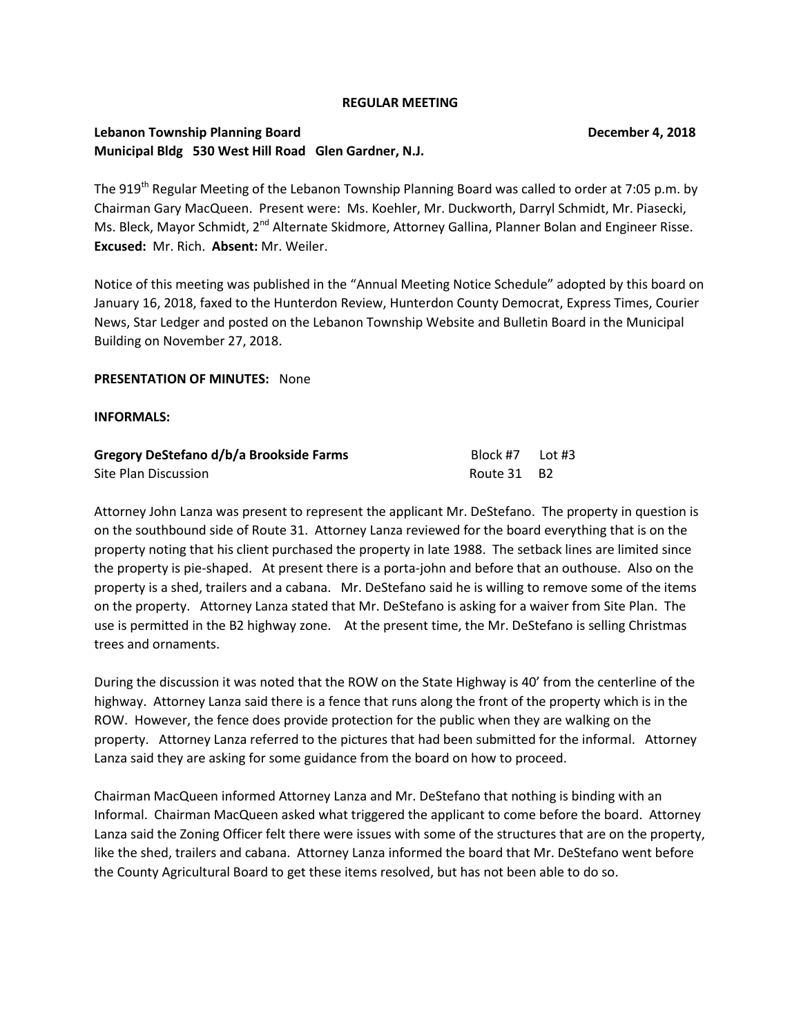**REGULAR MEETING**

**Lebanon Township Planning Board** **December 4, 2018**
**Municipal Bldg 530 West Hill Road Glen Gardner, N.J.**

The 919th Regular Meeting of the Lebanon Township Planning Board was called to order at 7:05 p.m. by Chairman Gary MacQueen. Present were: Ms. Koehler, Mr. Duckworth, Darryl Schmidt, Mr. Piasecki, Ms. Bleck, Mayor Schmidt, 2nd Alternate Skidmore, Attorney Gallina, Planner Bolan and Engineer Risse. **Excused:** Mr. Rich. **Absent:** Mr. Weiler.

Notice of this meeting was published in the "Annual Meeting Notice Schedule" adopted by this board on January 16, 2018, faxed to the Hunterdon Review, Hunterdon County Democrat, Express Times, Courier News, Star Ledger and posted on the Lebanon Township Website and Bulletin Board in the Municipal Building on November 27, 2018.

**PRESENTATION OF MINUTES:** None

**INFORMALS:**

**Gregory DeStefano d/b/a Brookside Farms** Block #7 Lot #3
Site Plan Discussion Route 31 B2

Attorney John Lanza was present to represent the applicant Mr. DeStefano. The property in question is on the southbound side of Route 31. Attorney Lanza reviewed for the board everything that is on the property noting that his client purchased the property in late 1988. The setback lines are limited since the property is pie-shaped. At present there is a porta-john and before that an outhouse. Also on the property is a shed, trailers and a cabana. Mr. DeStefano said he is willing to remove some of the items on the property. Attorney Lanza stated that Mr. DeStefano is asking for a waiver from Site Plan. The use is permitted in the B2 highway zone. At the present time, the Mr. DeStefano is selling Christmas trees and ornaments.

During the discussion it was noted that the ROW on the State Highway is 40' from the centerline of the highway. Attorney Lanza said there is a fence that runs along the front of the property which is in the ROW. However, the fence does provide protection for the public when they are walking on the property. Attorney Lanza referred to the pictures that had been submitted for the informal. Attorney Lanza said they are asking for some guidance from the board on how to proceed.

Chairman MacQueen informed Attorney Lanza and Mr. DeStefano that nothing is binding with an Informal. Chairman MacQueen asked what triggered the applicant to come before the board. Attorney Lanza said the Zoning Officer felt there were issues with some of the structures that are on the property, like the shed, trailers and cabana. Attorney Lanza informed the board that Mr. DeStefano went before the County Agricultural Board to get these items resolved, but has not been able to do so.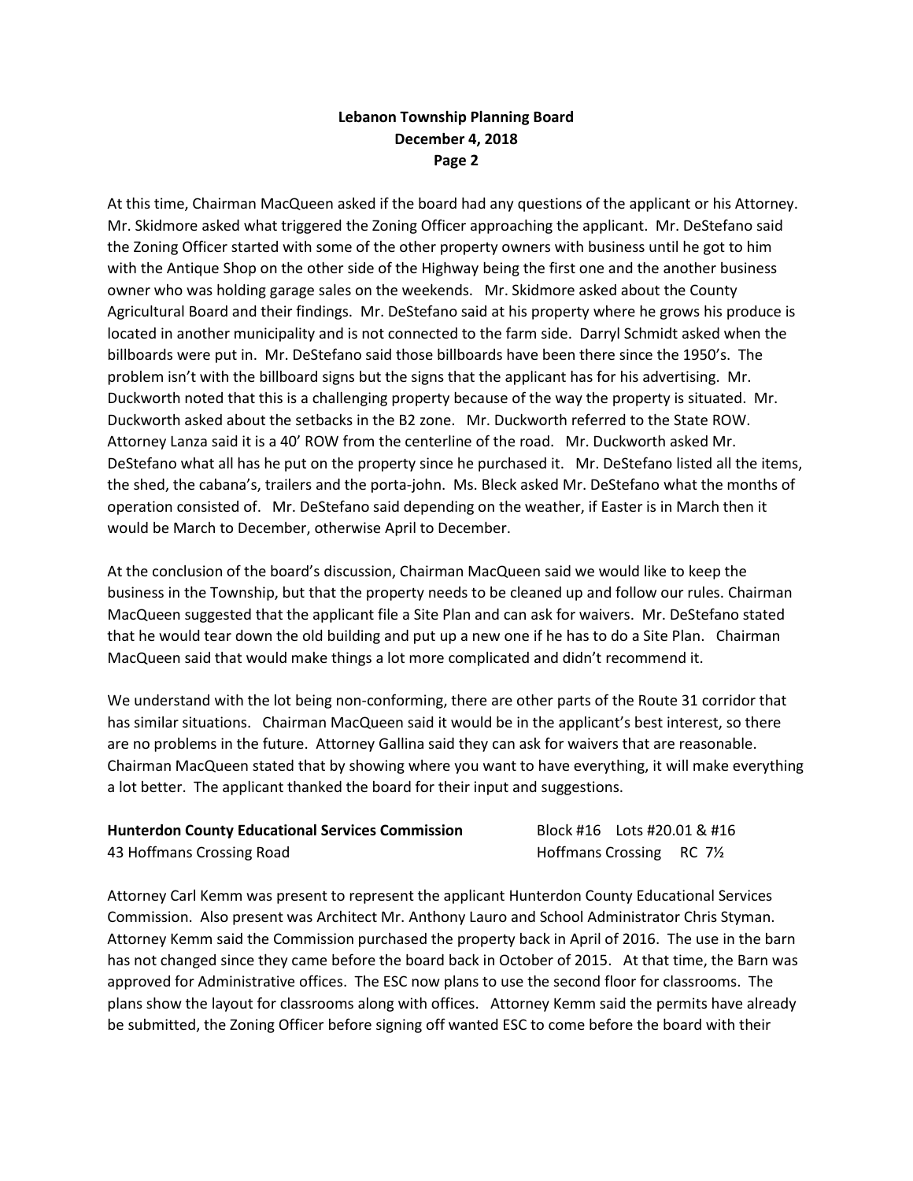At this time, Chairman MacQueen asked if the board had any questions of the applicant or his Attorney. Mr. Skidmore asked what triggered the Zoning Officer approaching the applicant. Mr. DeStefano said the Zoning Officer started with some of the other property owners with business until he got to him with the Antique Shop on the other side of the Highway being the first one and the another business owner who was holding garage sales on the weekends. Mr. Skidmore asked about the County Agricultural Board and their findings. Mr. DeStefano said at his property where he grows his produce is located in another municipality and is not connected to the farm side. Darryl Schmidt asked when the billboards were put in. Mr. DeStefano said those billboards have been there since the 1950's. The problem isn't with the billboard signs but the signs that the applicant has for his advertising. Mr. Duckworth noted that this is a challenging property because of the way the property is situated. Mr. Duckworth asked about the setbacks in the B2 zone. Mr. Duckworth referred to the State ROW. Attorney Lanza said it is a 40' ROW from the centerline of the road. Mr. Duckworth asked Mr. DeStefano what all has he put on the property since he purchased it. Mr. DeStefano listed all the items, the shed, the cabana's, trailers and the porta-john. Ms. Bleck asked Mr. DeStefano what the months of operation consisted of. Mr. DeStefano said depending on the weather, if Easter is in March then it would be March to December, otherwise April to December.

At the conclusion of the board's discussion, Chairman MacQueen said we would like to keep the business in the Township, but that the property needs to be cleaned up and follow our rules. Chairman MacQueen suggested that the applicant file a Site Plan and can ask for waivers. Mr. DeStefano stated that he would tear down the old building and put up a new one if he has to do a Site Plan. Chairman MacQueen said that would make things a lot more complicated and didn't recommend it.

We understand with the lot being non-conforming, there are other parts of the Route 31 corridor that has similar situations. Chairman MacQueen said it would be in the applicant's best interest, so there are no problems in the future. Attorney Gallina said they can ask for waivers that are reasonable. Chairman MacQueen stated that by showing where you want to have everything, it will make everything a lot better. The applicant thanked the board for their input and suggestions.

**Hunterdon County Educational Services Commission** Block #16 Lots #20.01 & #16
43 Hoffmans Crossing Road Hoffmans Crossing RC 7½

Attorney Carl Kemm was present to represent the applicant Hunterdon County Educational Services Commission. Also present was Architect Mr. Anthony Lauro and School Administrator Chris Styman. Attorney Kemm said the Commission purchased the property back in April of 2016. The use in the barn has not changed since they came before the board back in October of 2015. At that time, the Barn was approved for Administrative offices. The ESC now plans to use the second floor for classrooms. The plans show the layout for classrooms along with offices. Attorney Kemm said the permits have already be submitted, the Zoning Officer before signing off wanted ESC to come before the board with their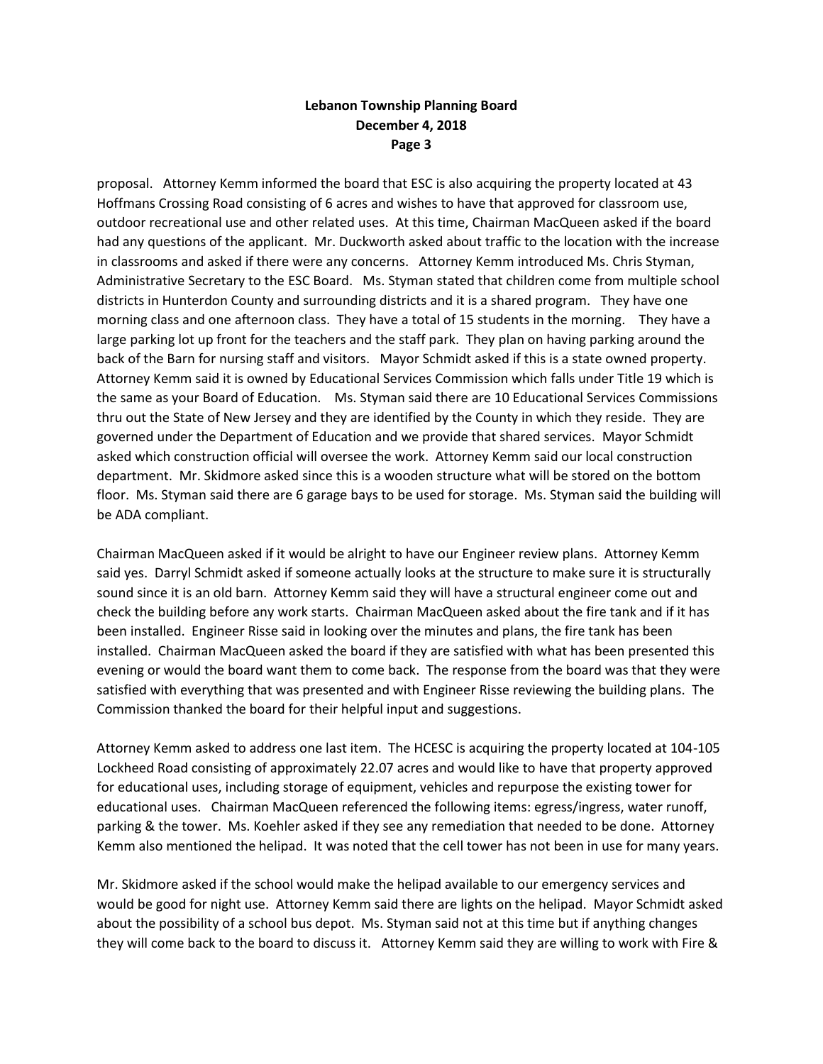proposal. Attorney Kemm informed the board that ESC is also acquiring the property located at 43 Hoffmans Crossing Road consisting of 6 acres and wishes to have that approved for classroom use, outdoor recreational use and other related uses. At this time, Chairman MacQueen asked if the board had any questions of the applicant. Mr. Duckworth asked about traffic to the location with the increase in classrooms and asked if there were any concerns. Attorney Kemm introduced Ms. Chris Styman, Administrative Secretary to the ESC Board. Ms. Styman stated that children come from multiple school districts in Hunterdon County and surrounding districts and it is a shared program. They have one morning class and one afternoon class. They have a total of 15 students in the morning. They have a large parking lot up front for the teachers and the staff park. They plan on having parking around the back of the Barn for nursing staff and visitors. Mayor Schmidt asked if this is a state owned property. Attorney Kemm said it is owned by Educational Services Commission which falls under Title 19 which is the same as your Board of Education. Ms. Styman said there are 10 Educational Services Commissions thru out the State of New Jersey and they are identified by the County in which they reside. They are governed under the Department of Education and we provide that shared services. Mayor Schmidt asked which construction official will oversee the work. Attorney Kemm said our local construction department. Mr. Skidmore asked since this is a wooden structure what will be stored on the bottom floor. Ms. Styman said there are 6 garage bays to be used for storage. Ms. Styman said the building will be ADA compliant.

Chairman MacQueen asked if it would be alright to have our Engineer review plans. Attorney Kemm said yes. Darryl Schmidt asked if someone actually looks at the structure to make sure it is structurally sound since it is an old barn. Attorney Kemm said they will have a structural engineer come out and check the building before any work starts. Chairman MacQueen asked about the fire tank and if it has been installed. Engineer Risse said in looking over the minutes and plans, the fire tank has been installed. Chairman MacQueen asked the board if they are satisfied with what has been presented this evening or would the board want them to come back. The response from the board was that they were satisfied with everything that was presented and with Engineer Risse reviewing the building plans. The Commission thanked the board for their helpful input and suggestions.

Attorney Kemm asked to address one last item. The HCESC is acquiring the property located at 104-105 Lockheed Road consisting of approximately 22.07 acres and would like to have that property approved for educational uses, including storage of equipment, vehicles and repurpose the existing tower for educational uses. Chairman MacQueen referenced the following items: egress/ingress, water runoff, parking & the tower. Ms. Koehler asked if they see any remediation that needed to be done. Attorney Kemm also mentioned the helipad. It was noted that the cell tower has not been in use for many years.

Mr. Skidmore asked if the school would make the helipad available to our emergency services and would be good for night use. Attorney Kemm said there are lights on the helipad. Mayor Schmidt asked about the possibility of a school bus depot. Ms. Styman said not at this time but if anything changes they will come back to the board to discuss it. Attorney Kemm said they are willing to work with Fire &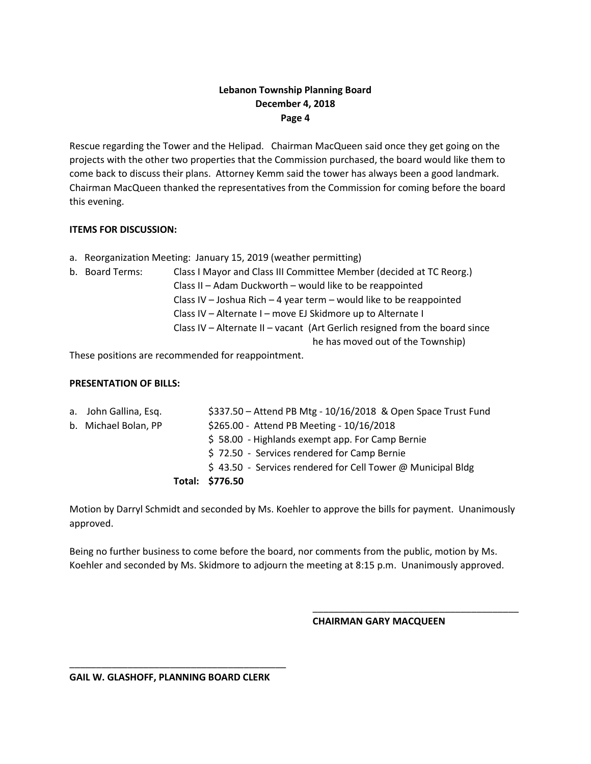Rescue regarding the Tower and the Helipad. Chairman MacQueen said once they get going on the projects with the other two properties that the Commission purchased, the board would like them to come back to discuss their plans. Attorney Kemm said the tower has always been a good landmark. Chairman MacQueen thanked the representatives from the Commission for coming before the board this evening.

**ITEMS FOR DISCUSSION:**

a. Reorganization Meeting: January 15, 2019 (weather permitting)

b. Board Terms:
   - Class I Mayor and Class III Committee Member (decided at TC Reorg.)
   - Class II – Adam Duckworth – would like to be reappointed
   - Class IV – Joshua Rich – 4 year term – would like to be reappointed
   - Class IV – Alternate I – move EJ Skidmore up to Alternate I
   - Class IV – Alternate II – vacant (Art Gerlich resigned from the board since he has moved out of the Township)

These positions are recommended for reappointment.

**PRESENTATION OF BILLS:**

| | | |
|---|---|---|
| a. | John Gallina, Esq. | $337.50 – Attend PB Mtg - 10/16/2018 & Open Space Trust Fund |
| b. | Michael Bolan, PP | $265.00 - Attend PB Meeting - 10/16/2018 |
| | | $ 58.00 - Highlands exempt app. For Camp Bernie |
| | | $ 72.50 - Services rendered for Camp Bernie |
| | | $ 43.50 - Services rendered for Cell Tower @ Municipal Bldg |
| | **Total:** | **$776.50** |

Motion by Darryl Schmidt and seconded by Ms. Koehler to approve the bills for payment. Unanimously approved.

Being no further business to come before the board, nor comments from the public, motion by Ms. Koehler and seconded by Ms. Skidmore to adjourn the meeting at 8:15 p.m. Unanimously approved.

\_\_\_\_\_\_\_\_\_\_\_\_\_\_\_\_\_\_\_\_\_\_\_\_\_\_\_\_\_\_\_\_\_\_\_\_\_\_\_\_

**CHAIRMAN GARY MACQUEEN**

\_\_\_\_\_\_\_\_\_\_\_\_\_\_\_\_\_\_\_\_\_\_\_\_\_\_\_\_\_\_\_\_\_\_\_\_\_\_\_\_

**GAIL W. GLASHOFF, PLANNING BOARD CLERK**